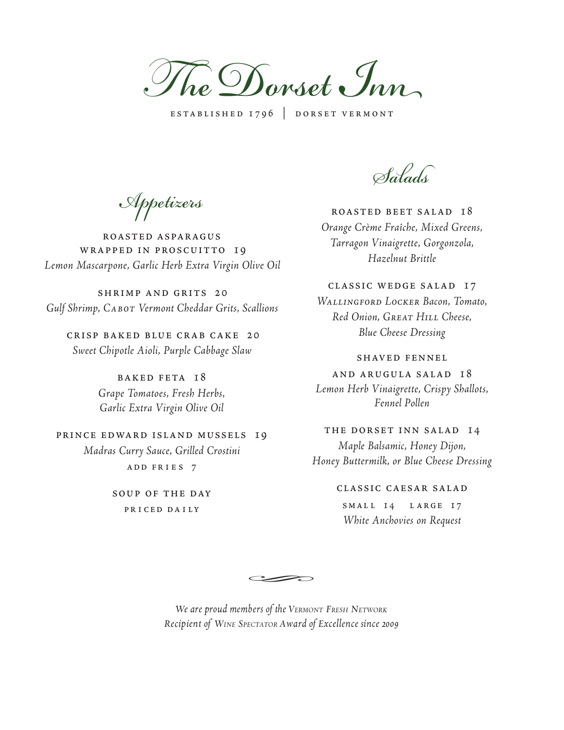# The Dorset Inn

ESTABLISHED 1796 | DORSET VERMONT

## Appetizers

**ROASTED ASPARAGUS WRAPPED IN PROSCUITTO 19**
*Lemon Mascarpone, Garlic Herb Extra Virgin Olive Oil*

**SHRIMP AND GRITS 20**
*Gulf Shrimp, Cabot Vermont Cheddar Grits, Scallions*

**CRISP BAKED BLUE CRAB CAKE 20**
*Sweet Chipotle Aioli, Purple Cabbage Slaw*

**BAKED FETA 18**
*Grape Tomatoes, Fresh Herbs, Garlic Extra Virgin Olive Oil*

**PRINCE EDWARD ISLAND MUSSELS 19**
*Madras Curry Sauce, Grilled Crostini*
ADD FRIES 7

**SOUP OF THE DAY**
PRICED DAILY

## Salads

**ROASTED BEET SALAD 18**
*Orange Crème Fraîche, Mixed Greens, Tarragon Vinaigrette, Gorgonzola, Hazelnut Brittle*

**CLASSIC WEDGE SALAD 17**
*Wallingford Locker Bacon, Tomato, Red Onion, Great Hill Cheese, Blue Cheese Dressing*

**SHAVED FENNEL AND ARUGULA SALAD 18**
*Lemon Herb Vinaigrette, Crispy Shallots, Fennel Pollen*

**THE DORSET INN SALAD 14**
*Maple Balsamic, Honey Dijon, Honey Buttermilk, or Blue Cheese Dressing*

**CLASSIC CAESAR SALAD**
SMALL 14 LARGE 17
*White Anchovies on Request*

*We are proud members of the Vermont Fresh Network*
*Recipient of Wine Spectator Award of Excellence since 2009*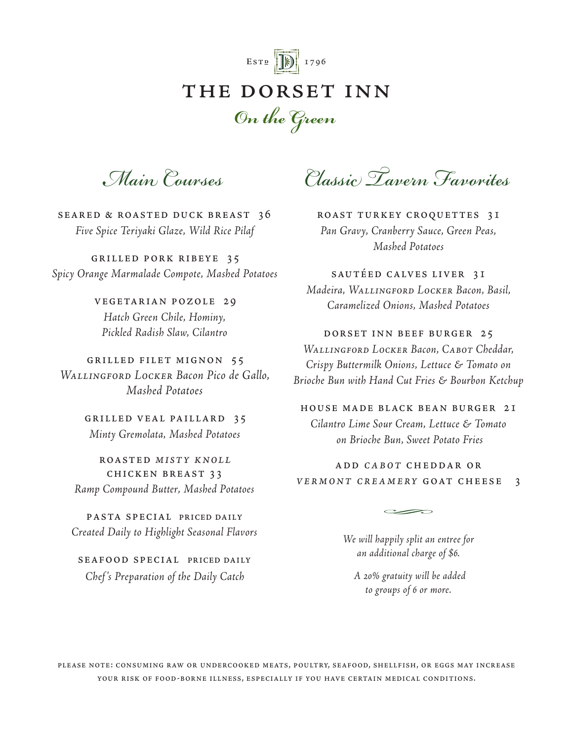Estd 1796

# The Dorset Inn

*On the Green*

## Main Courses

**SEARED & ROASTED DUCK BREAST 36**
*Five Spice Teriyaki Glaze, Wild Rice Pilaf*

**GRILLED PORK RIBEYE 35**
*Spicy Orange Marmalade Compote, Mashed Potatoes*

**VEGETARIAN POZOLE 29**
*Hatch Green Chile, Hominy, Pickled Radish Slaw, Cilantro*

**GRILLED FILET MIGNON 55**
*Wallingford Locker Bacon Pico de Gallo, Mashed Potatoes*

**GRILLED VEAL PAILLARD 35**
*Minty Gremolata, Mashed Potatoes*

**ROASTED *MISTY KNOLL* CHICKEN BREAST 33**
*Ramp Compound Butter, Mashed Potatoes*

**PASTA SPECIAL** PRICED DAILY
*Created Daily to Highlight Seasonal Flavors*

**SEAFOOD SPECIAL** PRICED DAILY
*Chef's Preparation of the Daily Catch*

## Classic Tavern Favorites

**ROAST TURKEY CROQUETTES 31**
*Pan Gravy, Cranberry Sauce, Green Peas, Mashed Potatoes*

**SAUTÉED CALVES LIVER 31**
*Madeira, Wallingford Locker Bacon, Basil, Caramelized Onions, Mashed Potatoes*

**DORSET INN BEEF BURGER 25**
*Wallingford Locker Bacon, Cabot Cheddar, Crispy Buttermilk Onions, Lettuce & Tomato on Brioche Bun with Hand Cut Fries & Bourbon Ketchup*

**HOUSE MADE BLACK BEAN BURGER 21**
*Cilantro Lime Sour Cream, Lettuce & Tomato on Brioche Bun, Sweet Potato Fries*

**ADD *CABOT* CHEDDAR OR *VERMONT CREAMERY* GOAT CHEESE 3**

*We will happily split an entree for an additional charge of $6.*

*A 20% gratuity will be added to groups of 6 or more.*

PLEASE NOTE: CONSUMING RAW OR UNDERCOOKED MEATS, POULTRY, SEAFOOD, SHELLFISH, OR EGGS MAY INCREASE YOUR RISK OF FOOD-BORNE ILLNESS, ESPECIALLY IF YOU HAVE CERTAIN MEDICAL CONDITIONS.